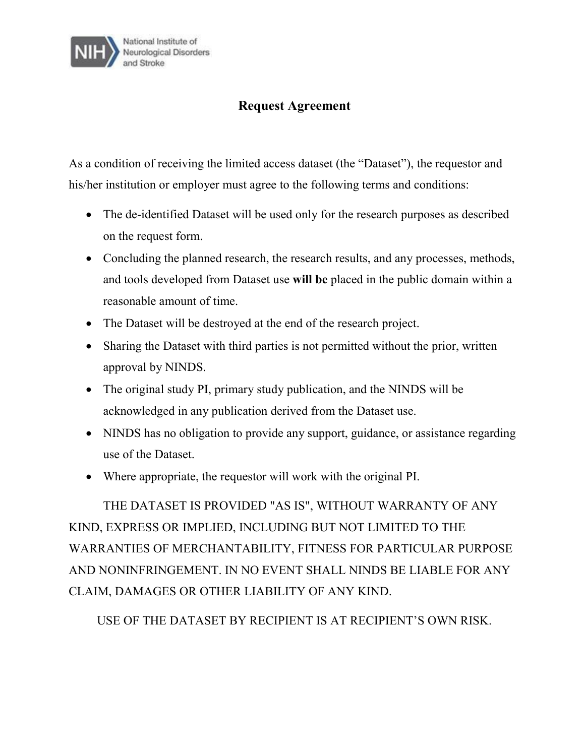National Institute of Neurological Disorders and Stroke

# Request Agreement

As a condition of receiving the limited access dataset (the "Dataset"), the requestor and his/her institution or employer must agree to the following terms and conditions:

- The de-identified Dataset will be used only for the research purposes as described on the request form.
- Concluding the planned research, the research results, and any processes, methods, and tools developed from Dataset use **will be** placed in the public domain within a reasonable amount of time.
- The Dataset will be destroyed at the end of the research project.
- Sharing the Dataset with third parties is not permitted without the prior, written approval by NINDS.
- The original study PI, primary study publication, and the NINDS will be acknowledged in any publication derived from the Dataset use.
- NINDS has no obligation to provide any support, guidance, or assistance regarding use of the Dataset.
- Where appropriate, the requestor will work with the original PI.

THE DATASET IS PROVIDED "AS IS", WITHOUT WARRANTY OF ANY KIND, EXPRESS OR IMPLIED, INCLUDING BUT NOT LIMITED TO THE WARRANTIES OF MERCHANTABILITY, FITNESS FOR PARTICULAR PURPOSE AND NONINFRINGEMENT. IN NO EVENT SHALL NINDS BE LIABLE FOR ANY CLAIM, DAMAGES OR OTHER LIABILITY OF ANY KIND.

USE OF THE DATASET BY RECIPIENT IS AT RECIPIENT'S OWN RISK.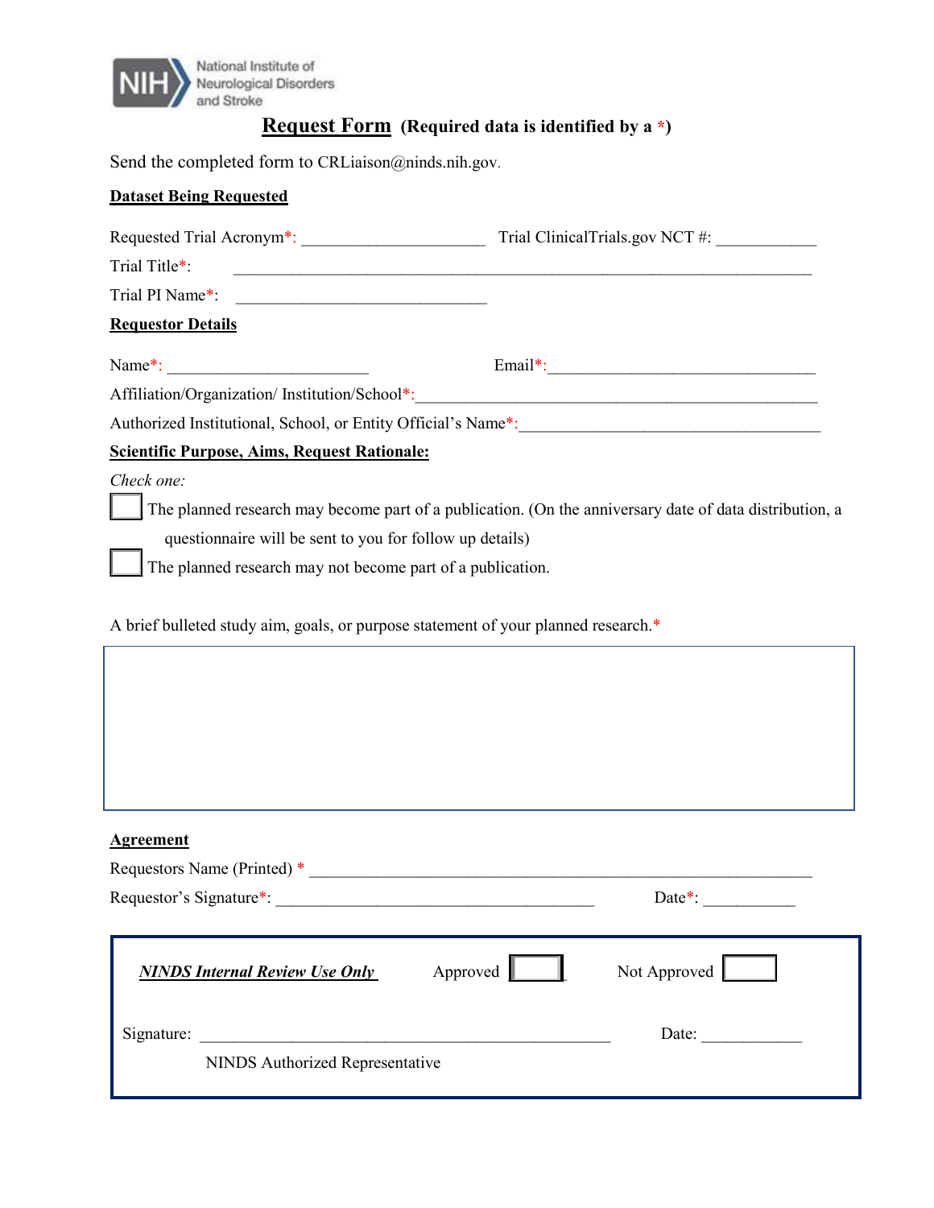National Institute of Neurological Disorders and Stroke

# Request Form (Required data is identified by a *)

Send the completed form to CRLiaison@ninds.nih.gov.

**Dataset Being Requested**

Requested Trial Acronym*: ______________________ Trial ClinicalTrials.gov NCT #: ____________

Trial Title*: ________________________________________________________________________

Trial PI Name*: ______________________________

**Requestor Details**

Name*: ________________________ Email*: ________________________________

Affiliation/Organization/ Institution/School*: ________________________________________________

Authorized Institutional, School, or Entity Official's Name*: ____________________________________

**Scientific Purpose, Aims, Request Rationale:**

*Check one:*

☐ The planned research may become part of a publication. (On the anniversary date of data distribution, a questionnaire will be sent to you for follow up details)

☐ The planned research may not become part of a publication.

A brief bulleted study aim, goals, or purpose statement of your planned research.*

**Agreement**

Requestors Name (Printed) * ____________________________________________________________

Requestor's Signature*: ______________________________________ Date*: ___________

***NINDS Internal Review Use Only*** Approved ☐ Not Approved ☐

Signature: __________________________________________________ Date: ____________

NINDS Authorized Representative